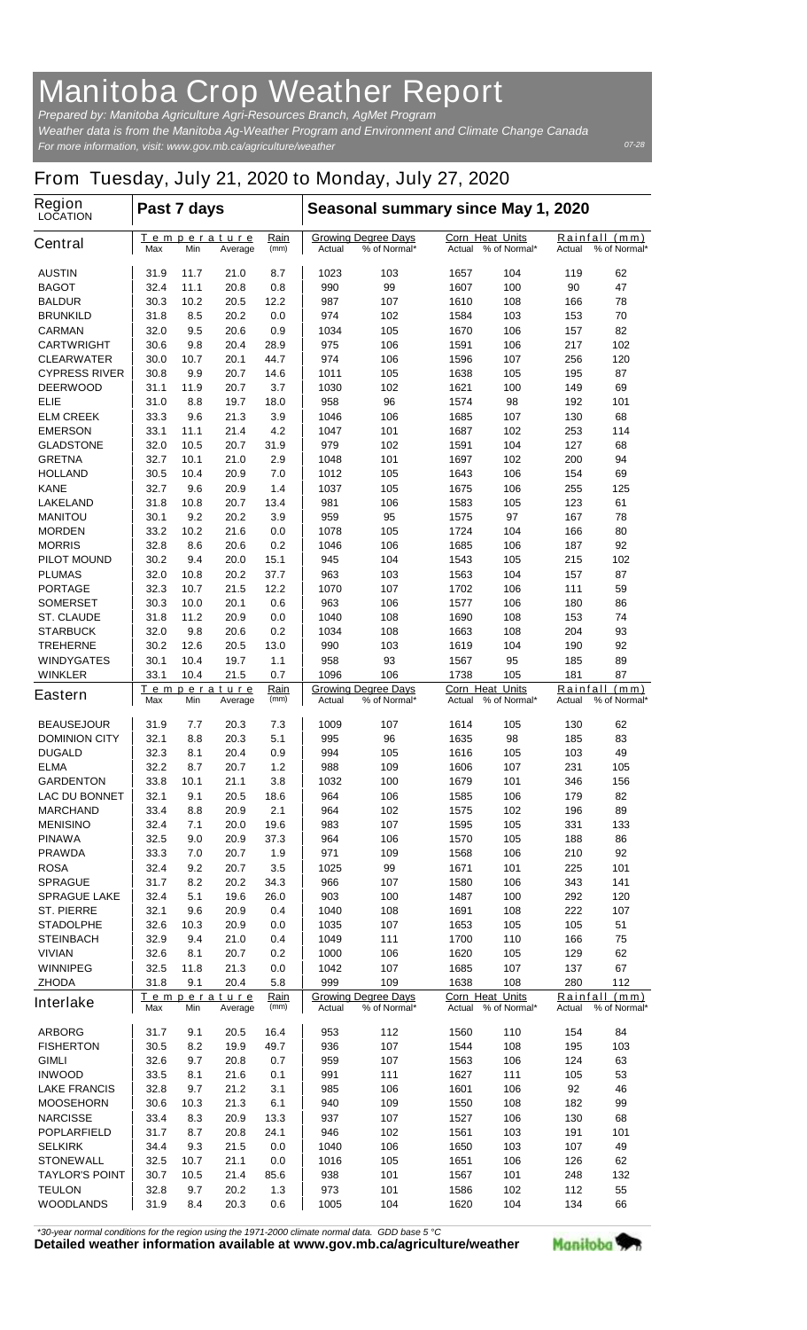# Manitoba Crop Weather Report

*Prepared by: Manitoba Agriculture Agri-Resources Branch, AgMet Program*
*Weather data is from the Manitoba Ag-Weather Program and Environment and Climate Change Canada*
*For more information, visit: www.gov.mb.ca/agriculture/weather*

07-28

## From Tuesday, July 21, 2020 to Monday, July 27, 2020

| Region LOCATION | Past 7 days | | | | Seasonal summary since May 1, 2020 | | | | | |
|---|---|---|---|---|---|---|---|---|---|---|
| | Temperature | | | Rain | Growing Degree Days | | Corn Heat Units | | Rainfall (mm) | |
| **Central** | Max | Min | Average | (mm) | Actual | % of Normal* | Actual | % of Normal* | Actual | % of Normal* |
| AUSTIN | 31.9 | 11.7 | 21.0 | 8.7 | 1023 | 103 | 1657 | 104 | 119 | 62 |
| BAGOT | 32.4 | 11.1 | 20.8 | 0.8 | 990 | 99 | 1607 | 100 | 90 | 47 |
| BALDUR | 30.3 | 10.2 | 20.5 | 12.2 | 987 | 107 | 1610 | 108 | 166 | 78 |
| BRUNKILD | 31.8 | 8.5 | 20.2 | 0.0 | 974 | 102 | 1584 | 103 | 153 | 70 |
| CARMAN | 32.0 | 9.5 | 20.6 | 0.9 | 1034 | 105 | 1670 | 106 | 157 | 82 |
| CARTWRIGHT | 30.6 | 9.8 | 20.4 | 28.9 | 975 | 106 | 1591 | 106 | 217 | 102 |
| CLEARWATER | 30.0 | 10.7 | 20.1 | 44.7 | 974 | 106 | 1596 | 107 | 256 | 120 |
| CYPRESS RIVER | 30.8 | 9.9 | 20.7 | 14.6 | 1011 | 105 | 1638 | 105 | 195 | 87 |
| DEERWOOD | 31.1 | 11.9 | 20.7 | 3.7 | 1030 | 102 | 1621 | 100 | 149 | 69 |
| ELIE | 31.0 | 8.8 | 19.7 | 18.0 | 958 | 96 | 1574 | 98 | 192 | 101 |
| ELM CREEK | 33.3 | 9.6 | 21.3 | 3.9 | 1046 | 106 | 1685 | 107 | 130 | 68 |
| EMERSON | 33.1 | 11.1 | 21.4 | 4.2 | 1047 | 101 | 1687 | 102 | 253 | 114 |
| GLADSTONE | 32.0 | 10.5 | 20.7 | 31.9 | 979 | 102 | 1591 | 104 | 127 | 68 |
| GRETNA | 32.7 | 10.1 | 21.0 | 2.9 | 1048 | 101 | 1697 | 102 | 200 | 94 |
| HOLLAND | 30.5 | 10.4 | 20.9 | 7.0 | 1012 | 105 | 1643 | 106 | 154 | 69 |
| KANE | 32.7 | 9.6 | 20.9 | 1.4 | 1037 | 105 | 1675 | 106 | 255 | 125 |
| LAKELAND | 31.8 | 10.8 | 20.7 | 13.4 | 981 | 106 | 1583 | 105 | 123 | 61 |
| MANITOU | 30.1 | 9.2 | 20.2 | 3.9 | 959 | 95 | 1575 | 97 | 167 | 78 |
| MORDEN | 33.2 | 10.2 | 21.6 | 0.0 | 1078 | 105 | 1724 | 104 | 166 | 80 |
| MORRIS | 32.8 | 8.6 | 20.6 | 0.2 | 1046 | 106 | 1685 | 106 | 187 | 92 |
| PILOT MOUND | 30.2 | 9.4 | 20.0 | 15.1 | 945 | 104 | 1543 | 105 | 215 | 102 |
| PLUMAS | 32.0 | 10.8 | 20.2 | 37.7 | 963 | 103 | 1563 | 104 | 157 | 87 |
| PORTAGE | 32.3 | 10.7 | 21.5 | 12.2 | 1070 | 107 | 1702 | 106 | 111 | 59 |
| SOMERSET | 30.3 | 10.0 | 20.1 | 0.6 | 963 | 106 | 1577 | 106 | 180 | 86 |
| ST. CLAUDE | 31.8 | 11.2 | 20.9 | 0.0 | 1040 | 108 | 1690 | 108 | 153 | 74 |
| STARBUCK | 32.0 | 9.8 | 20.6 | 0.2 | 1034 | 108 | 1663 | 108 | 204 | 93 |
| TREHERNE | 30.2 | 12.6 | 20.5 | 13.0 | 990 | 103 | 1619 | 104 | 190 | 92 |
| WINDYGATES | 30.1 | 10.4 | 19.7 | 1.1 | 958 | 93 | 1567 | 95 | 185 | 89 |
| WINKLER | 33.1 | 10.4 | 21.5 | 0.7 | 1096 | 106 | 1738 | 105 | 181 | 87 |
| | Temperature | | | Rain | Growing Degree Days | | Corn Heat Units | | Rainfall (mm) | |
| **Eastern** | Max | Min | Average | (mm) | Actual | % of Normal* | Actual | % of Normal* | Actual | % of Normal* |
| BEAUSEJOUR | 31.9 | 7.7 | 20.3 | 7.3 | 1009 | 107 | 1614 | 105 | 130 | 62 |
| DOMINION CITY | 32.1 | 8.8 | 20.3 | 5.1 | 995 | 96 | 1635 | 98 | 185 | 83 |
| DUGALD | 32.3 | 8.1 | 20.4 | 0.9 | 994 | 105 | 1616 | 105 | 103 | 49 |
| ELMA | 32.2 | 8.7 | 20.7 | 1.2 | 988 | 109 | 1606 | 107 | 231 | 105 |
| GARDENTON | 33.8 | 10.1 | 21.1 | 3.8 | 1032 | 100 | 1679 | 101 | 346 | 156 |
| LAC DU BONNET | 32.1 | 9.1 | 20.5 | 18.6 | 964 | 106 | 1585 | 106 | 179 | 82 |
| MARCHAND | 33.4 | 8.8 | 20.9 | 2.1 | 964 | 102 | 1575 | 102 | 196 | 89 |
| MENISINO | 32.4 | 7.1 | 20.0 | 19.6 | 983 | 107 | 1595 | 105 | 331 | 133 |
| PINAWA | 32.5 | 9.0 | 20.9 | 37.3 | 964 | 106 | 1570 | 105 | 188 | 86 |
| PRAWDA | 33.3 | 7.0 | 20.7 | 1.9 | 971 | 109 | 1568 | 106 | 210 | 92 |
| ROSA | 32.4 | 9.2 | 20.7 | 3.5 | 1025 | 99 | 1671 | 101 | 225 | 101 |
| SPRAGUE | 31.7 | 8.2 | 20.2 | 34.3 | 966 | 107 | 1580 | 106 | 343 | 141 |
| SPRAGUE LAKE | 32.4 | 5.1 | 19.6 | 26.0 | 903 | 100 | 1487 | 100 | 292 | 120 |
| ST. PIERRE | 32.1 | 9.6 | 20.9 | 0.4 | 1040 | 108 | 1691 | 108 | 222 | 107 |
| STADOLPHE | 32.6 | 10.3 | 20.9 | 0.0 | 1035 | 107 | 1653 | 105 | 105 | 51 |
| STEINBACH | 32.9 | 9.4 | 21.0 | 0.4 | 1049 | 111 | 1700 | 110 | 166 | 75 |
| VIVIAN | 32.6 | 8.1 | 20.7 | 0.2 | 1000 | 106 | 1620 | 105 | 129 | 62 |
| WINNIPEG | 32.5 | 11.8 | 21.3 | 0.0 | 1042 | 107 | 1685 | 107 | 137 | 67 |
| ZHODA | 31.8 | 9.1 | 20.4 | 5.8 | 999 | 109 | 1638 | 108 | 280 | 112 |
| | Temperature | | | Rain | Growing Degree Days | | Corn Heat Units | | Rainfall (mm) | |
| **Interlake** | Max | Min | Average | (mm) | Actual | % of Normal* | Actual | % of Normal* | Actual | % of Normal* |
| ARBORG | 31.7 | 9.1 | 20.5 | 16.4 | 953 | 112 | 1560 | 110 | 154 | 84 |
| FISHERTON | 30.5 | 8.2 | 19.9 | 49.7 | 936 | 107 | 1544 | 108 | 195 | 103 |
| GIMLI | 32.6 | 9.7 | 20.8 | 0.7 | 959 | 107 | 1563 | 106 | 124 | 63 |
| INWOOD | 33.5 | 8.1 | 21.6 | 0.1 | 991 | 111 | 1627 | 111 | 105 | 53 |
| LAKE FRANCIS | 32.8 | 9.7 | 21.2 | 3.1 | 985 | 106 | 1601 | 106 | 92 | 46 |
| MOOSEHORN | 30.6 | 10.3 | 21.3 | 6.1 | 940 | 109 | 1550 | 108 | 182 | 99 |
| NARCISSE | 33.4 | 8.3 | 20.9 | 13.3 | 937 | 107 | 1527 | 106 | 130 | 68 |
| POPLARFIELD | 31.7 | 8.7 | 20.8 | 24.1 | 946 | 102 | 1561 | 103 | 191 | 101 |
| SELKIRK | 34.4 | 9.3 | 21.5 | 0.0 | 1040 | 106 | 1650 | 103 | 107 | 49 |
| STONEWALL | 32.5 | 10.7 | 21.1 | 0.0 | 1016 | 105 | 1651 | 106 | 126 | 62 |
| TAYLOR'S POINT | 30.7 | 10.5 | 21.4 | 85.6 | 938 | 101 | 1567 | 101 | 248 | 132 |
| TEULON | 32.8 | 9.7 | 20.2 | 1.3 | 973 | 101 | 1586 | 102 | 112 | 55 |
| WOODLANDS | 31.9 | 8.4 | 20.3 | 0.6 | 1005 | 104 | 1620 | 104 | 134 | 66 |

*\*30-year normal conditions for the region using the 1971-2000 climate normal data. GDD base 5 °C*

**Detailed weather information available at www.gov.mb.ca/agriculture/weather**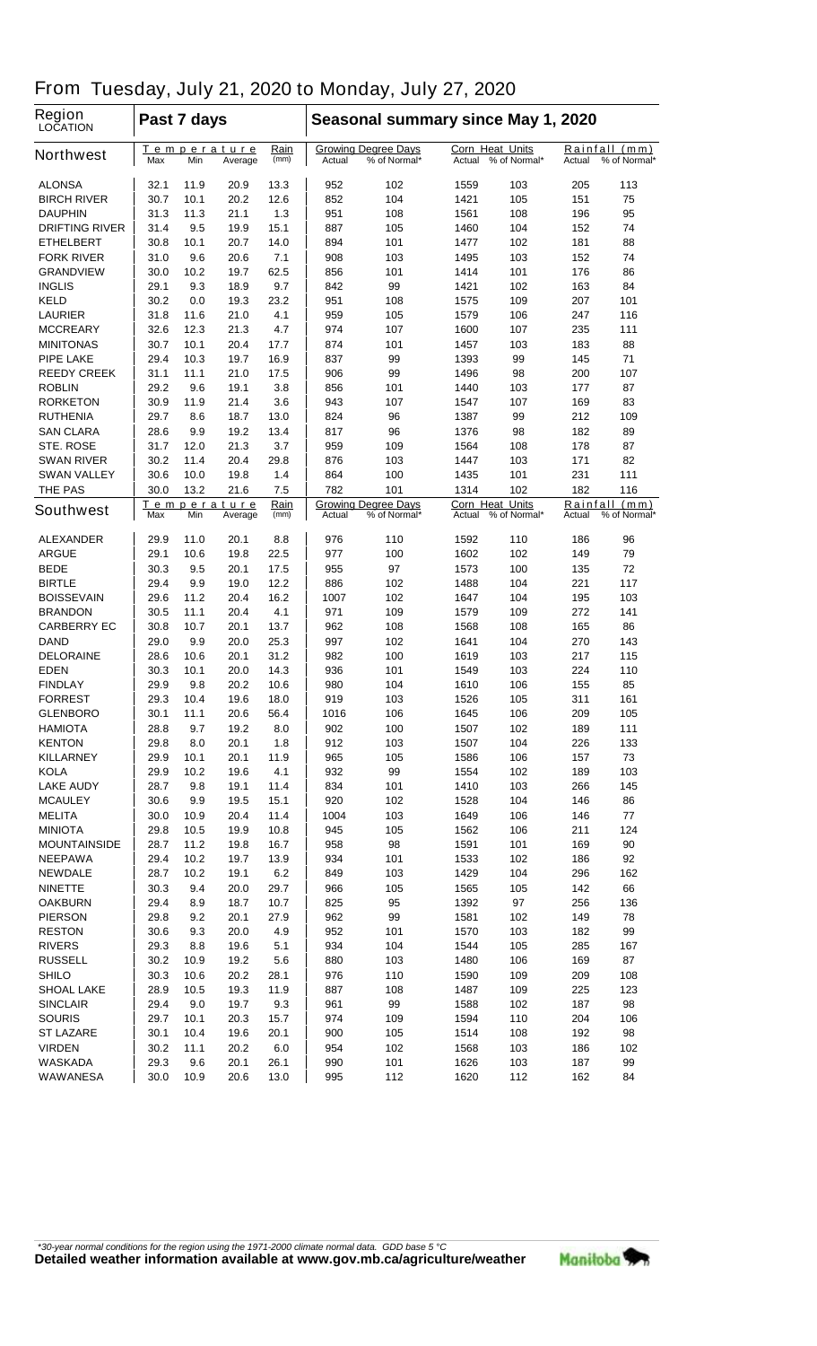# From Tuesday, July 21, 2020 to Monday, July 27, 2020

| Region LOCATION | Past 7 days | | | | Seasonal summary since May 1, 2020 | | | | | |
|---|---|---|---|---|---|---|---|---|---|---|
| **Northwest** | Temperature Max | Min | Average | Rain (mm) | Growing Degree Days Actual | % of Normal* | Corn Heat Units Actual | % of Normal* | Rainfall (mm) Actual | % of Normal* |
| ALONSA | 32.1 | 11.9 | 20.9 | 13.3 | 952 | 102 | 1559 | 103 | 205 | 113 |
| BIRCH RIVER | 30.7 | 10.1 | 20.2 | 12.6 | 852 | 104 | 1421 | 105 | 151 | 75 |
| DAUPHIN | 31.3 | 11.3 | 21.1 | 1.3 | 951 | 108 | 1561 | 108 | 196 | 95 |
| DRIFTING RIVER | 31.4 | 9.5 | 19.9 | 15.1 | 887 | 105 | 1460 | 104 | 152 | 74 |
| ETHELBERT | 30.8 | 10.1 | 20.7 | 14.0 | 894 | 101 | 1477 | 102 | 181 | 88 |
| FORK RIVER | 31.0 | 9.6 | 20.6 | 7.1 | 908 | 103 | 1495 | 103 | 152 | 74 |
| GRANDVIEW | 30.0 | 10.2 | 19.7 | 62.5 | 856 | 101 | 1414 | 101 | 176 | 86 |
| INGLIS | 29.1 | 9.3 | 18.9 | 9.7 | 842 | 99 | 1421 | 102 | 163 | 84 |
| KELD | 30.2 | 0.0 | 19.3 | 23.2 | 951 | 108 | 1575 | 109 | 207 | 101 |
| LAURIER | 31.8 | 11.6 | 21.0 | 4.1 | 959 | 105 | 1579 | 106 | 247 | 116 |
| MCCREARY | 32.6 | 12.3 | 21.3 | 4.7 | 974 | 107 | 1600 | 107 | 235 | 111 |
| MINITONAS | 30.7 | 10.1 | 20.4 | 17.7 | 874 | 101 | 1457 | 103 | 183 | 88 |
| PIPE LAKE | 29.4 | 10.3 | 19.7 | 16.9 | 837 | 99 | 1393 | 99 | 145 | 71 |
| REEDY CREEK | 31.1 | 11.1 | 21.0 | 17.5 | 906 | 99 | 1496 | 98 | 200 | 107 |
| ROBLIN | 29.2 | 9.6 | 19.1 | 3.8 | 856 | 101 | 1440 | 103 | 177 | 87 |
| RORKETON | 30.9 | 11.9 | 21.4 | 3.6 | 943 | 107 | 1547 | 107 | 169 | 83 |
| RUTHENIA | 29.7 | 8.6 | 18.7 | 13.0 | 824 | 96 | 1387 | 99 | 212 | 109 |
| SAN CLARA | 28.6 | 9.9 | 19.2 | 13.4 | 817 | 96 | 1376 | 98 | 182 | 89 |
| STE. ROSE | 31.7 | 12.0 | 21.3 | 3.7 | 959 | 109 | 1564 | 108 | 178 | 87 |
| SWAN RIVER | 30.2 | 11.4 | 20.4 | 29.8 | 876 | 103 | 1447 | 103 | 171 | 82 |
| SWAN VALLEY | 30.6 | 10.0 | 19.8 | 1.4 | 864 | 100 | 1435 | 101 | 231 | 111 |
| THE PAS | 30.0 | 13.2 | 21.6 | 7.5 | 782 | 101 | 1314 | 102 | 182 | 116 |
| **Southwest** | Temperature Max | Min | Average | Rain (mm) | Growing Degree Days Actual | % of Normal* | Corn Heat Units Actual | % of Normal* | Rainfall (mm) Actual | % of Normal* |
| ALEXANDER | 29.9 | 11.0 | 20.1 | 8.8 | 976 | 110 | 1592 | 110 | 186 | 96 |
| ARGUE | 29.1 | 10.6 | 19.8 | 22.5 | 977 | 100 | 1602 | 102 | 149 | 79 |
| BEDE | 30.3 | 9.5 | 20.1 | 17.5 | 955 | 97 | 1573 | 100 | 135 | 72 |
| BIRTLE | 29.4 | 9.9 | 19.0 | 12.2 | 886 | 102 | 1488 | 104 | 221 | 117 |
| BOISSEVAIN | 29.6 | 11.2 | 20.4 | 16.2 | 1007 | 102 | 1647 | 104 | 195 | 103 |
| BRANDON | 30.5 | 11.1 | 20.4 | 4.1 | 971 | 109 | 1579 | 109 | 272 | 141 |
| CARBERRY EC | 30.8 | 10.7 | 20.1 | 13.7 | 962 | 108 | 1568 | 108 | 165 | 86 |
| DAND | 29.0 | 9.9 | 20.0 | 25.3 | 997 | 102 | 1641 | 104 | 270 | 143 |
| DELORAINE | 28.6 | 10.6 | 20.1 | 31.2 | 982 | 100 | 1619 | 103 | 217 | 115 |
| EDEN | 30.3 | 10.1 | 20.0 | 14.3 | 936 | 101 | 1549 | 103 | 224 | 110 |
| FINDLAY | 29.9 | 9.8 | 20.2 | 10.6 | 980 | 104 | 1610 | 106 | 155 | 85 |
| FORREST | 29.3 | 10.4 | 19.6 | 18.0 | 919 | 103 | 1526 | 105 | 311 | 161 |
| GLENBORO | 30.1 | 11.1 | 20.6 | 56.4 | 1016 | 106 | 1645 | 106 | 209 | 105 |
| HAMIOTA | 28.8 | 9.7 | 19.2 | 8.0 | 902 | 100 | 1507 | 102 | 189 | 111 |
| KENTON | 29.8 | 8.0 | 20.1 | 1.8 | 912 | 103 | 1507 | 104 | 226 | 133 |
| KILLARNEY | 29.9 | 10.1 | 20.1 | 11.9 | 965 | 105 | 1586 | 106 | 157 | 73 |
| KOLA | 29.9 | 10.2 | 19.6 | 4.1 | 932 | 99 | 1554 | 102 | 189 | 103 |
| LAKE AUDY | 28.7 | 9.8 | 19.1 | 11.4 | 834 | 101 | 1410 | 103 | 266 | 145 |
| MCAULEY | 30.6 | 9.9 | 19.5 | 15.1 | 920 | 102 | 1528 | 104 | 146 | 86 |
| MELITA | 30.0 | 10.9 | 20.4 | 11.4 | 1004 | 103 | 1649 | 106 | 146 | 77 |
| MINIOTA | 29.8 | 10.5 | 19.9 | 10.8 | 945 | 105 | 1562 | 106 | 211 | 124 |
| MOUNTAINSIDE | 28.7 | 11.2 | 19.8 | 16.7 | 958 | 98 | 1591 | 101 | 169 | 90 |
| NEEPAWA | 29.4 | 10.2 | 19.7 | 13.9 | 934 | 101 | 1533 | 102 | 186 | 92 |
| NEWDALE | 28.7 | 10.2 | 19.1 | 6.2 | 849 | 103 | 1429 | 104 | 296 | 162 |
| NINETTE | 30.3 | 9.4 | 20.0 | 29.7 | 966 | 105 | 1565 | 105 | 142 | 66 |
| OAKBURN | 29.4 | 8.9 | 18.7 | 10.7 | 825 | 95 | 1392 | 97 | 256 | 136 |
| PIERSON | 29.8 | 9.2 | 20.1 | 27.9 | 962 | 99 | 1581 | 102 | 149 | 78 |
| RESTON | 30.6 | 9.3 | 20.0 | 4.9 | 952 | 101 | 1570 | 103 | 182 | 99 |
| RIVERS | 29.3 | 8.8 | 19.6 | 5.1 | 934 | 104 | 1544 | 105 | 285 | 167 |
| RUSSELL | 30.2 | 10.9 | 19.2 | 5.6 | 880 | 103 | 1480 | 106 | 169 | 87 |
| SHILO | 30.3 | 10.6 | 20.2 | 28.1 | 976 | 110 | 1590 | 109 | 209 | 108 |
| SHOAL LAKE | 28.9 | 10.5 | 19.3 | 11.9 | 887 | 108 | 1487 | 109 | 225 | 123 |
| SINCLAIR | 29.4 | 9.0 | 19.7 | 9.3 | 961 | 99 | 1588 | 102 | 187 | 98 |
| SOURIS | 29.7 | 10.1 | 20.3 | 15.7 | 974 | 109 | 1594 | 110 | 204 | 106 |
| ST LAZARE | 30.1 | 10.4 | 19.6 | 20.1 | 900 | 105 | 1514 | 108 | 192 | 98 |
| VIRDEN | 30.2 | 11.1 | 20.2 | 6.0 | 954 | 102 | 1568 | 103 | 186 | 102 |
| WASKADA | 29.3 | 9.6 | 20.1 | 26.1 | 990 | 101 | 1626 | 103 | 187 | 99 |
| WAWANESA | 30.0 | 10.9 | 20.6 | 13.0 | 995 | 112 | 1620 | 112 | 162 | 84 |

*30-year normal conditions for the region using the 1971-2000 climate normal data. GDD base 5 °C

**Detailed weather information available at www.gov.mb.ca/agriculture/weather**

Manitoba